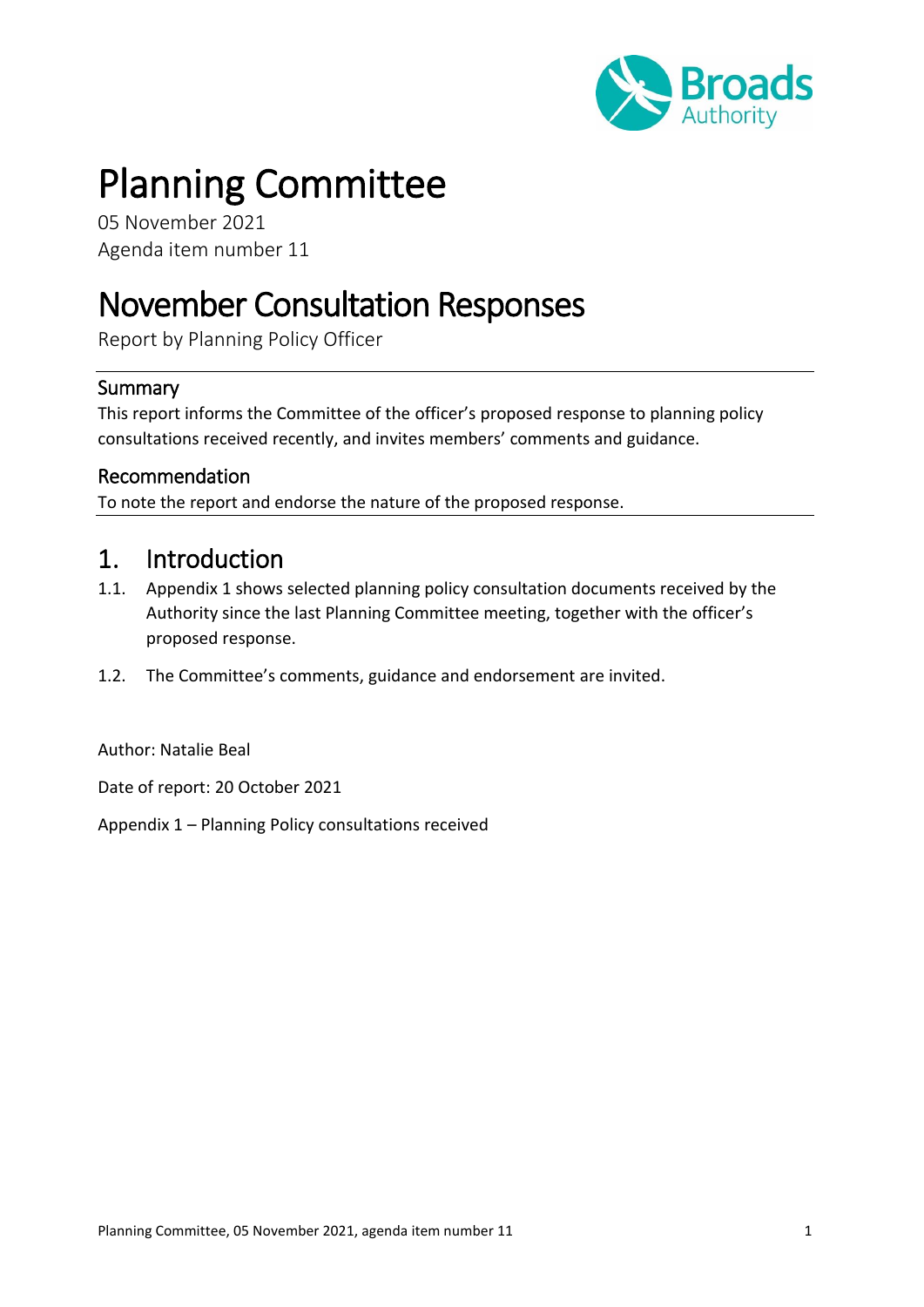# Planning Committee

05 November 2021
Agenda item number 11

# November Consultation Responses

Report by Planning Policy Officer

## Summary

This report informs the Committee of the officer's proposed response to planning policy consultations received recently, and invites members' comments and guidance.

## Recommendation

To note the report and endorse the nature of the proposed response.

## 1. Introduction

1.1. Appendix 1 shows selected planning policy consultation documents received by the Authority since the last Planning Committee meeting, together with the officer's proposed response.

1.2. The Committee's comments, guidance and endorsement are invited.

Author: Natalie Beal

Date of report: 20 October 2021

Appendix 1 – Planning Policy consultations received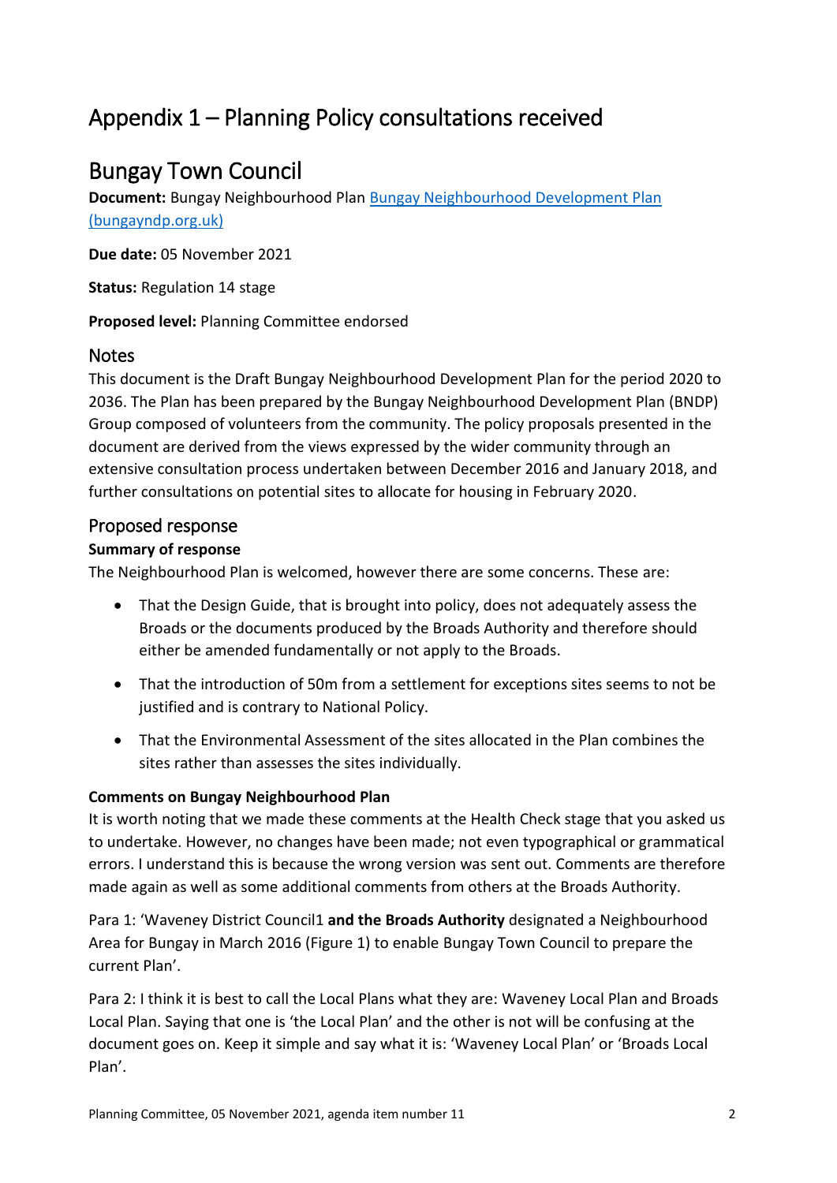# Appendix 1 – Planning Policy consultations received

## Bungay Town Council

**Document:** Bungay Neighbourhood Plan [Bungay Neighbourhood Development Plan (bungayndp.org.uk)](bungayndp.org.uk)

**Due date:** 05 November 2021

**Status:** Regulation 14 stage

**Proposed level:** Planning Committee endorsed

### Notes

This document is the Draft Bungay Neighbourhood Development Plan for the period 2020 to 2036. The Plan has been prepared by the Bungay Neighbourhood Development Plan (BNDP) Group composed of volunteers from the community. The policy proposals presented in the document are derived from the views expressed by the wider community through an extensive consultation process undertaken between December 2016 and January 2018, and further consultations on potential sites to allocate for housing in February 2020.

### Proposed response

**Summary of response**

The Neighbourhood Plan is welcomed, however there are some concerns. These are:

- That the Design Guide, that is brought into policy, does not adequately assess the Broads or the documents produced by the Broads Authority and therefore should either be amended fundamentally or not apply to the Broads.
- That the introduction of 50m from a settlement for exceptions sites seems to not be justified and is contrary to National Policy.
- That the Environmental Assessment of the sites allocated in the Plan combines the sites rather than assesses the sites individually.

**Comments on Bungay Neighbourhood Plan**

It is worth noting that we made these comments at the Health Check stage that you asked us to undertake. However, no changes have been made; not even typographical or grammatical errors. I understand this is because the wrong version was sent out. Comments are therefore made again as well as some additional comments from others at the Broads Authority.

Para 1: 'Waveney District Council1 **and the Broads Authority** designated a Neighbourhood Area for Bungay in March 2016 (Figure 1) to enable Bungay Town Council to prepare the current Plan'.

Para 2: I think it is best to call the Local Plans what they are: Waveney Local Plan and Broads Local Plan. Saying that one is 'the Local Plan' and the other is not will be confusing at the document goes on. Keep it simple and say what it is: 'Waveney Local Plan' or 'Broads Local Plan'.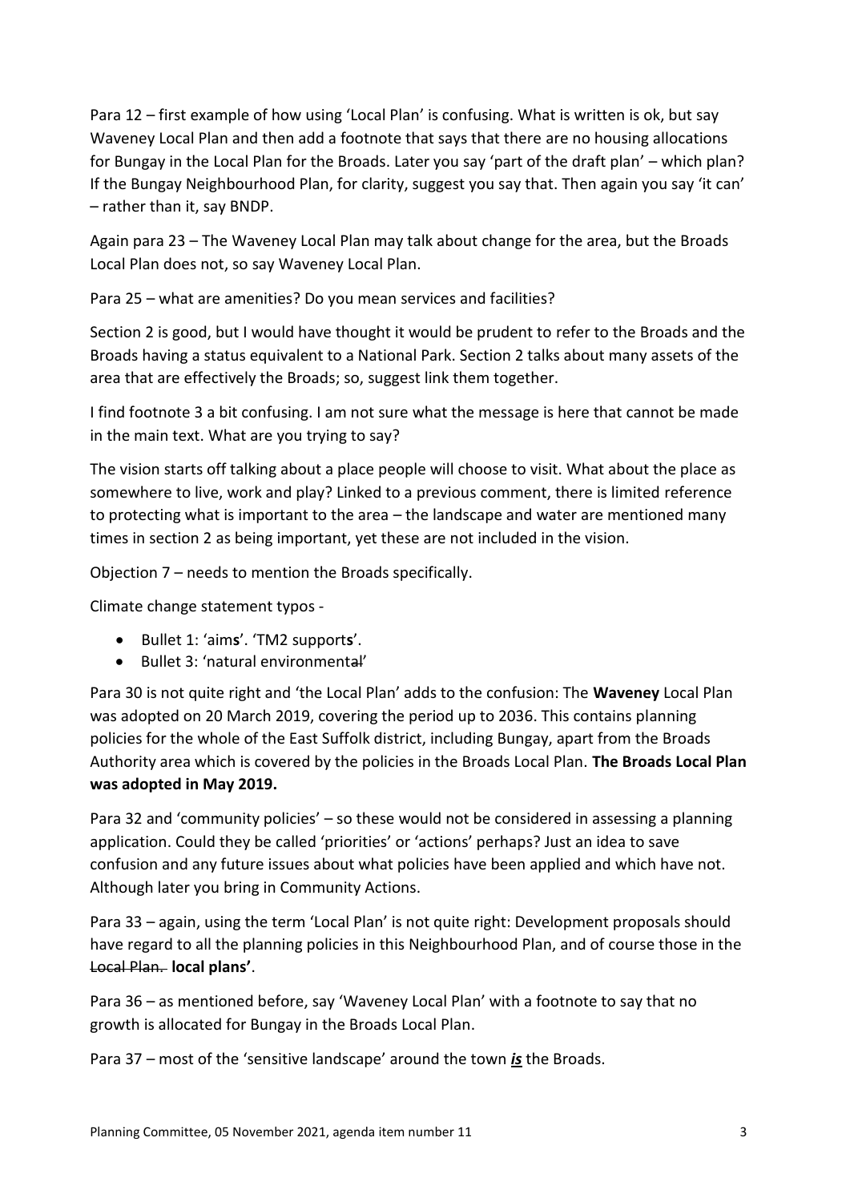Para 12 – first example of how using 'Local Plan' is confusing. What is written is ok, but say Waveney Local Plan and then add a footnote that says that there are no housing allocations for Bungay in the Local Plan for the Broads. Later you say 'part of the draft plan' – which plan? If the Bungay Neighbourhood Plan, for clarity, suggest you say that. Then again you say 'it can' – rather than it, say BNDP.

Again para 23 – The Waveney Local Plan may talk about change for the area, but the Broads Local Plan does not, so say Waveney Local Plan.

Para 25 – what are amenities? Do you mean services and facilities?

Section 2 is good, but I would have thought it would be prudent to refer to the Broads and the Broads having a status equivalent to a National Park. Section 2 talks about many assets of the area that are effectively the Broads; so, suggest link them together.

I find footnote 3 a bit confusing. I am not sure what the message is here that cannot be made in the main text. What are you trying to say?

The vision starts off talking about a place people will choose to visit. What about the place as somewhere to live, work and play? Linked to a previous comment, there is limited reference to protecting what is important to the area – the landscape and water are mentioned many times in section 2 as being important, yet these are not included in the vision.

Objection 7 – needs to mention the Broads specifically.

Climate change statement typos -

- Bullet 1: 'aim**s**'. 'TM2 support**s**'.
- Bullet 3: 'natural environment~~al~~'

Para 30 is not quite right and 'the Local Plan' adds to the confusion: The **Waveney** Local Plan was adopted on 20 March 2019, covering the period up to 2036. This contains planning policies for the whole of the East Suffolk district, including Bungay, apart from the Broads Authority area which is covered by the policies in the Broads Local Plan. **The Broads Local Plan was adopted in May 2019.**

Para 32 and 'community policies' – so these would not be considered in assessing a planning application. Could they be called 'priorities' or 'actions' perhaps? Just an idea to save confusion and any future issues about what policies have been applied and which have not. Although later you bring in Community Actions.

Para 33 – again, using the term 'Local Plan' is not quite right: Development proposals should have regard to all the planning policies in this Neighbourhood Plan, and of course those in the ~~Local Plan.~~ **local plans'**.

Para 36 – as mentioned before, say 'Waveney Local Plan' with a footnote to say that no growth is allocated for Bungay in the Broads Local Plan.

Para 37 – most of the 'sensitive landscape' around the town ***is*** the Broads.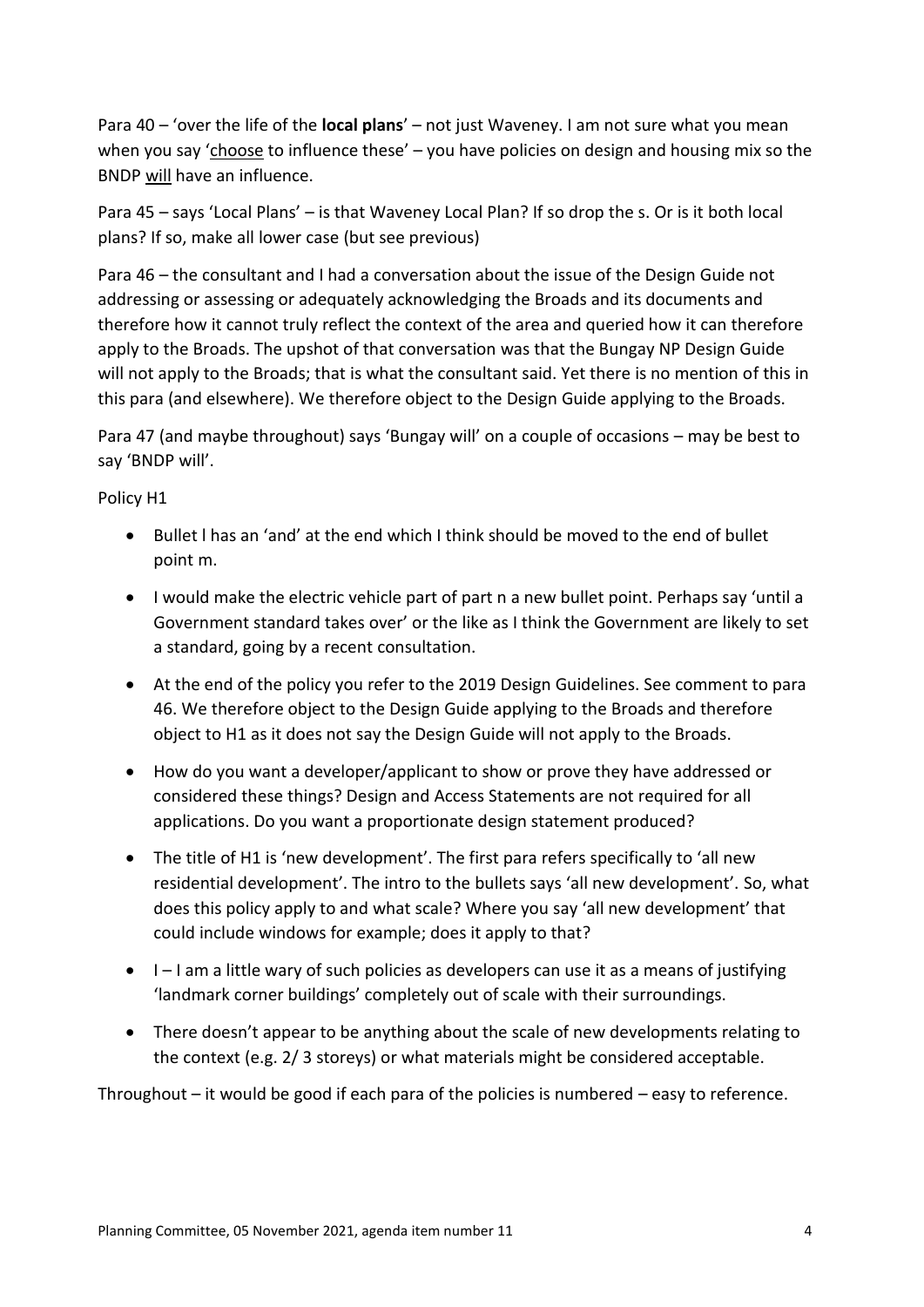Para 40 – 'over the life of the **local plans**' – not just Waveney. I am not sure what you mean when you say '<u>choose</u> to influence these' – you have policies on design and housing mix so the BNDP <u>will</u> have an influence.

Para 45 – says 'Local Plans' – is that Waveney Local Plan? If so drop the s. Or is it both local plans? If so, make all lower case (but see previous)

Para 46 – the consultant and I had a conversation about the issue of the Design Guide not addressing or assessing or adequately acknowledging the Broads and its documents and therefore how it cannot truly reflect the context of the area and queried how it can therefore apply to the Broads. The upshot of that conversation was that the Bungay NP Design Guide will not apply to the Broads; that is what the consultant said. Yet there is no mention of this in this para (and elsewhere). We therefore object to the Design Guide applying to the Broads.

Para 47 (and maybe throughout) says 'Bungay will' on a couple of occasions – may be best to say 'BNDP will'.

Policy H1

- Bullet l has an 'and' at the end which I think should be moved to the end of bullet point m.
- I would make the electric vehicle part of part n a new bullet point. Perhaps say 'until a Government standard takes over' or the like as I think the Government are likely to set a standard, going by a recent consultation.
- At the end of the policy you refer to the 2019 Design Guidelines. See comment to para 46. We therefore object to the Design Guide applying to the Broads and therefore object to H1 as it does not say the Design Guide will not apply to the Broads.
- How do you want a developer/applicant to show or prove they have addressed or considered these things? Design and Access Statements are not required for all applications. Do you want a proportionate design statement produced?
- The title of H1 is 'new development'. The first para refers specifically to 'all new residential development'. The intro to the bullets says 'all new development'. So, what does this policy apply to and what scale? Where you say 'all new development' that could include windows for example; does it apply to that?
- I – I am a little wary of such policies as developers can use it as a means of justifying 'landmark corner buildings' completely out of scale with their surroundings.
- There doesn't appear to be anything about the scale of new developments relating to the context (e.g. 2/ 3 storeys) or what materials might be considered acceptable.

Throughout – it would be good if each para of the policies is numbered – easy to reference.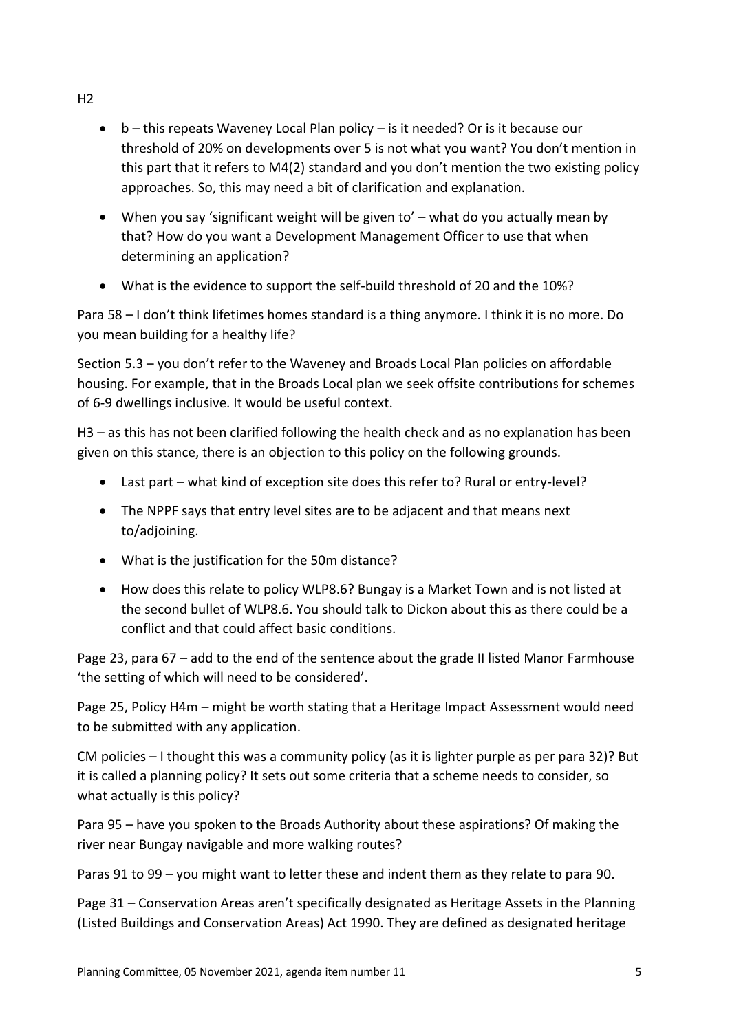H2

- b – this repeats Waveney Local Plan policy – is it needed? Or is it because our threshold of 20% on developments over 5 is not what you want? You don't mention in this part that it refers to M4(2) standard and you don't mention the two existing policy approaches. So, this may need a bit of clarification and explanation.
- When you say 'significant weight will be given to' – what do you actually mean by that? How do you want a Development Management Officer to use that when determining an application?
- What is the evidence to support the self-build threshold of 20 and the 10%?

Para 58 – I don't think lifetimes homes standard is a thing anymore. I think it is no more. Do you mean building for a healthy life?

Section 5.3 – you don't refer to the Waveney and Broads Local Plan policies on affordable housing. For example, that in the Broads Local plan we seek offsite contributions for schemes of 6-9 dwellings inclusive. It would be useful context.

H3 – as this has not been clarified following the health check and as no explanation has been given on this stance, there is an objection to this policy on the following grounds.

- Last part – what kind of exception site does this refer to? Rural or entry-level?
- The NPPF says that entry level sites are to be adjacent and that means next to/adjoining.
- What is the justification for the 50m distance?
- How does this relate to policy WLP8.6? Bungay is a Market Town and is not listed at the second bullet of WLP8.6. You should talk to Dickon about this as there could be a conflict and that could affect basic conditions.

Page 23, para 67 – add to the end of the sentence about the grade II listed Manor Farmhouse 'the setting of which will need to be considered'.

Page 25, Policy H4m – might be worth stating that a Heritage Impact Assessment would need to be submitted with any application.

CM policies – I thought this was a community policy (as it is lighter purple as per para 32)? But it is called a planning policy? It sets out some criteria that a scheme needs to consider, so what actually is this policy?

Para 95 – have you spoken to the Broads Authority about these aspirations? Of making the river near Bungay navigable and more walking routes?

Paras 91 to 99 – you might want to letter these and indent them as they relate to para 90.

Page 31 – Conservation Areas aren't specifically designated as Heritage Assets in the Planning (Listed Buildings and Conservation Areas) Act 1990. They are defined as designated heritage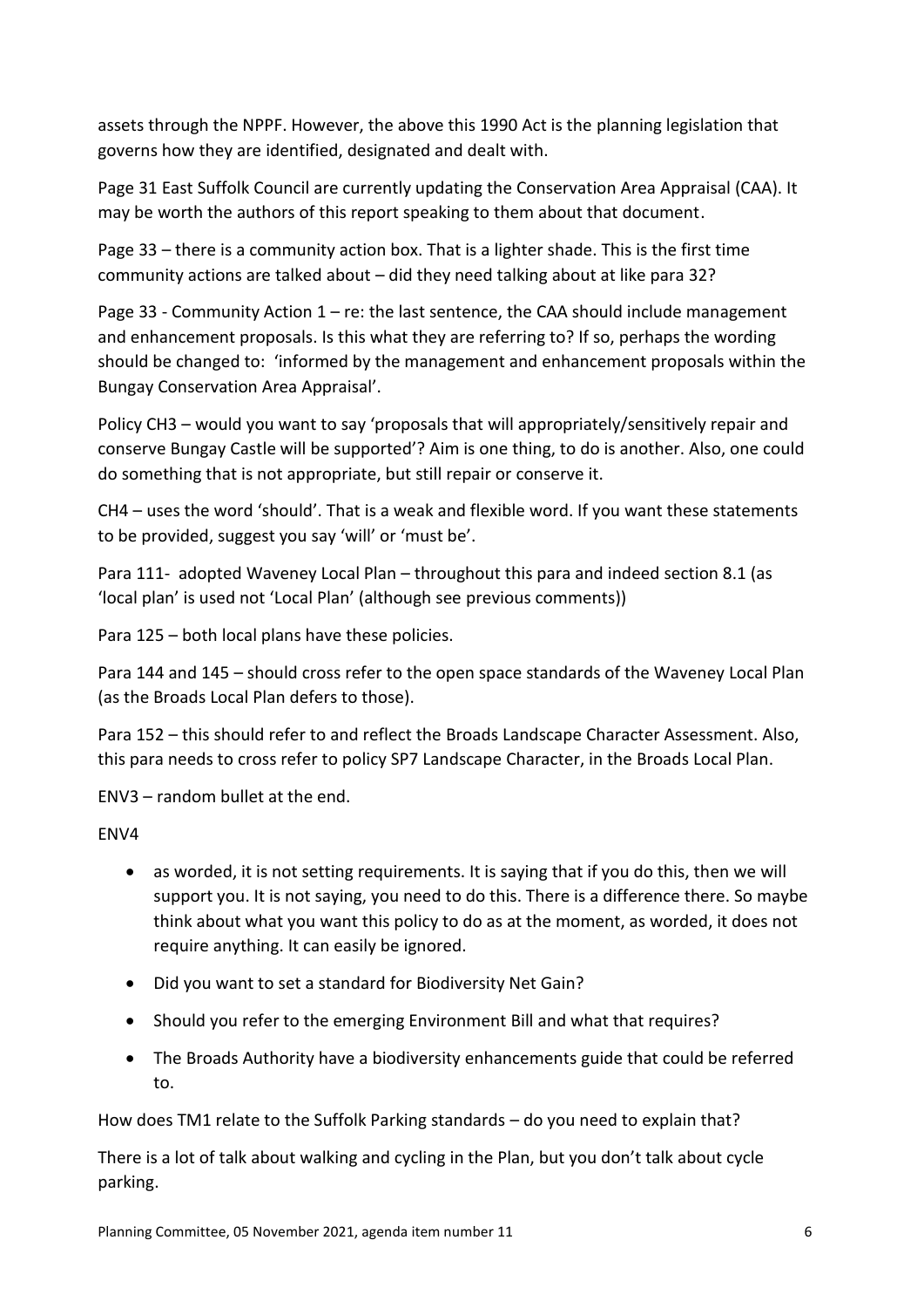assets through the NPPF. However, the above this 1990 Act is the planning legislation that governs how they are identified, designated and dealt with.

Page 31 East Suffolk Council are currently updating the Conservation Area Appraisal (CAA). It may be worth the authors of this report speaking to them about that document.

Page 33 – there is a community action box. That is a lighter shade. This is the first time community actions are talked about – did they need talking about at like para 32?

Page 33 - Community Action 1 – re: the last sentence, the CAA should include management and enhancement proposals. Is this what they are referring to? If so, perhaps the wording should be changed to: 'informed by the management and enhancement proposals within the Bungay Conservation Area Appraisal'.

Policy CH3 – would you want to say 'proposals that will appropriately/sensitively repair and conserve Bungay Castle will be supported'? Aim is one thing, to do is another. Also, one could do something that is not appropriate, but still repair or conserve it.

CH4 – uses the word 'should'. That is a weak and flexible word. If you want these statements to be provided, suggest you say 'will' or 'must be'.

Para 111- adopted Waveney Local Plan – throughout this para and indeed section 8.1 (as 'local plan' is used not 'Local Plan' (although see previous comments))

Para 125 – both local plans have these policies.

Para 144 and 145 – should cross refer to the open space standards of the Waveney Local Plan (as the Broads Local Plan defers to those).

Para 152 – this should refer to and reflect the Broads Landscape Character Assessment. Also, this para needs to cross refer to policy SP7 Landscape Character, in the Broads Local Plan.

ENV3 – random bullet at the end.

ENV4

- as worded, it is not setting requirements. It is saying that if you do this, then we will support you. It is not saying, you need to do this. There is a difference there. So maybe think about what you want this policy to do as at the moment, as worded, it does not require anything. It can easily be ignored.
- Did you want to set a standard for Biodiversity Net Gain?
- Should you refer to the emerging Environment Bill and what that requires?
- The Broads Authority have a biodiversity enhancements guide that could be referred to.

How does TM1 relate to the Suffolk Parking standards – do you need to explain that?

There is a lot of talk about walking and cycling in the Plan, but you don't talk about cycle parking.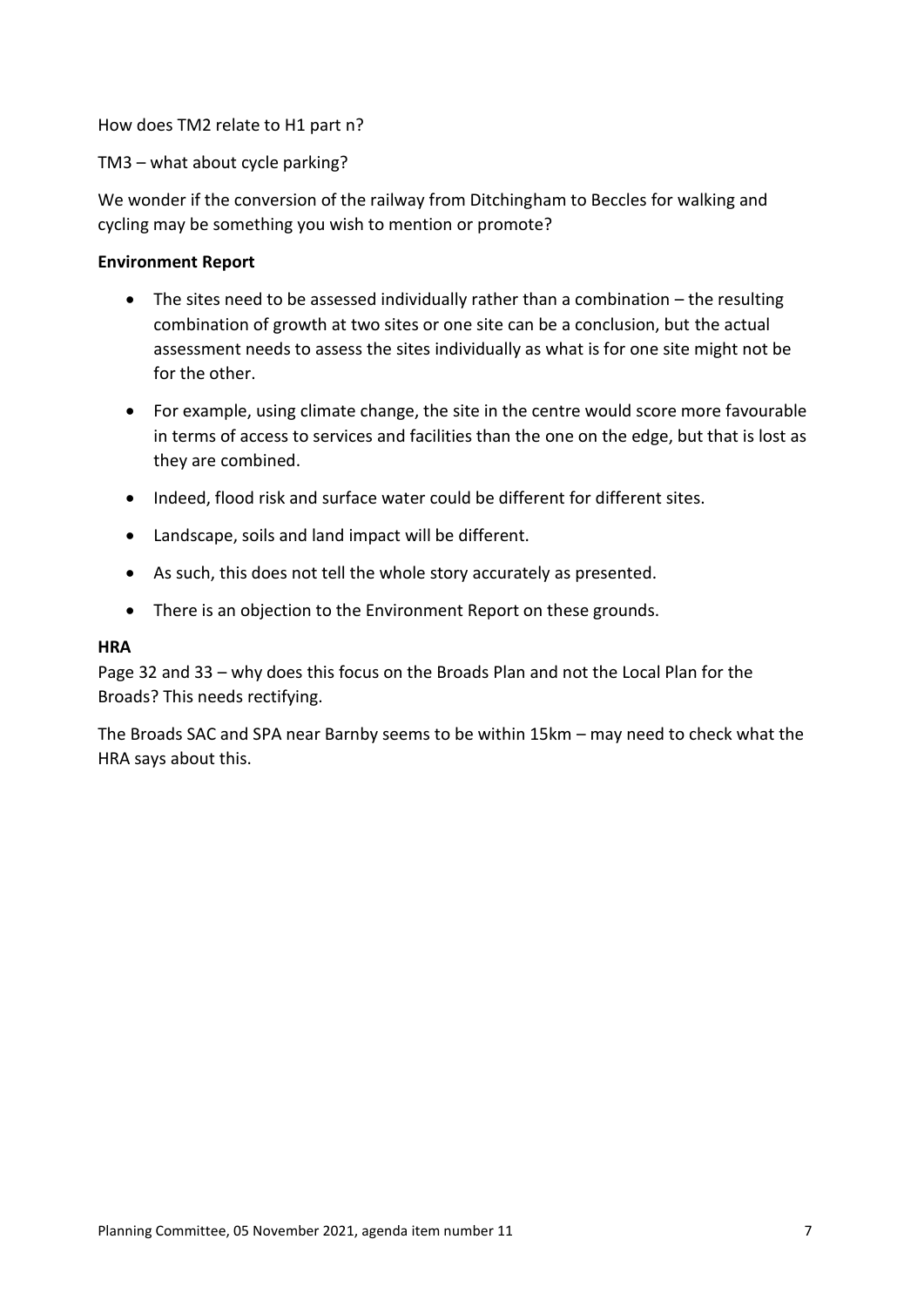How does TM2 relate to H1 part n?

TM3 – what about cycle parking?

We wonder if the conversion of the railway from Ditchingham to Beccles for walking and cycling may be something you wish to mention or promote?

**Environment Report**

- The sites need to be assessed individually rather than a combination – the resulting combination of growth at two sites or one site can be a conclusion, but the actual assessment needs to assess the sites individually as what is for one site might not be for the other.
- For example, using climate change, the site in the centre would score more favourable in terms of access to services and facilities than the one on the edge, but that is lost as they are combined.
- Indeed, flood risk and surface water could be different for different sites.
- Landscape, soils and land impact will be different.
- As such, this does not tell the whole story accurately as presented.
- There is an objection to the Environment Report on these grounds.

**HRA**

Page 32 and 33 – why does this focus on the Broads Plan and not the Local Plan for the Broads? This needs rectifying.

The Broads SAC and SPA near Barnby seems to be within 15km – may need to check what the HRA says about this.